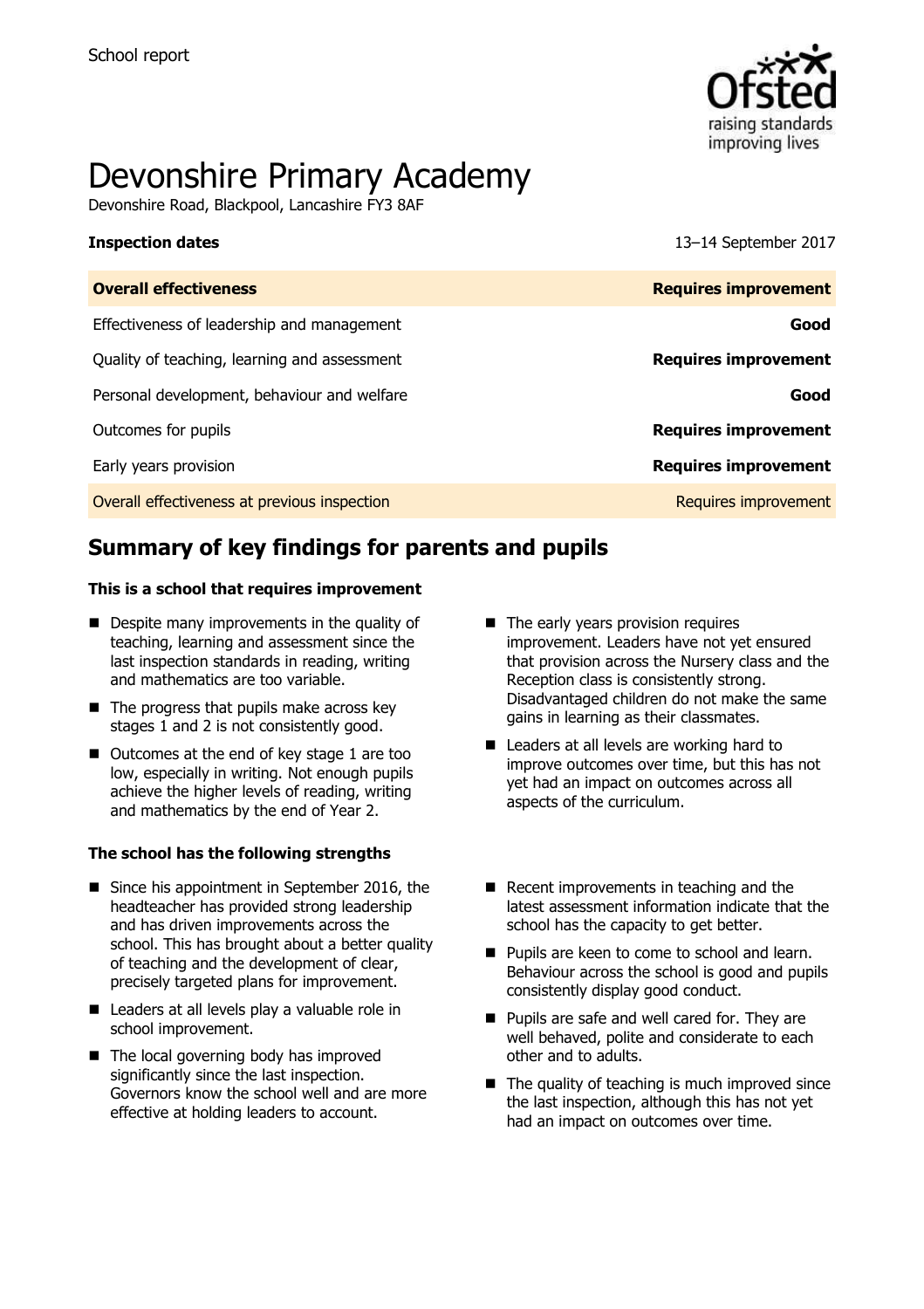School report

# Devonshire Primary Academy

Devonshire Road, Blackpool, Lancashire FY3 8AF

**Inspection dates** 13–14 September 2017

| **Overall effectiveness** | **Requires improvement** |
| --- | --- |
| Effectiveness of leadership and management | **Good** |
| Quality of teaching, learning and assessment | **Requires improvement** |
| Personal development, behaviour and welfare | **Good** |
| Outcomes for pupils | **Requires improvement** |
| Early years provision | **Requires improvement** |
| Overall effectiveness at previous inspection | Requires improvement |

## Summary of key findings for parents and pupils

**This is a school that requires improvement**

- Despite many improvements in the quality of teaching, learning and assessment since the last inspection standards in reading, writing and mathematics are too variable.
- The progress that pupils make across key stages 1 and 2 is not consistently good.
- Outcomes at the end of key stage 1 are too low, especially in writing. Not enough pupils achieve the higher levels of reading, writing and mathematics by the end of Year 2.
- The early years provision requires improvement. Leaders have not yet ensured that provision across the Nursery class and the Reception class is consistently strong. Disadvantaged children do not make the same gains in learning as their classmates.
- Leaders at all levels are working hard to improve outcomes over time, but this has not yet had an impact on outcomes across all aspects of the curriculum.

**The school has the following strengths**

- Since his appointment in September 2016, the headteacher has provided strong leadership and has driven improvements across the school. This has brought about a better quality of teaching and the development of clear, precisely targeted plans for improvement.
- Leaders at all levels play a valuable role in school improvement.
- The local governing body has improved significantly since the last inspection. Governors know the school well and are more effective at holding leaders to account.
- Recent improvements in teaching and the latest assessment information indicate that the school has the capacity to get better.
- Pupils are keen to come to school and learn. Behaviour across the school is good and pupils consistently display good conduct.
- Pupils are safe and well cared for. They are well behaved, polite and considerate to each other and to adults.
- The quality of teaching is much improved since the last inspection, although this has not yet had an impact on outcomes over time.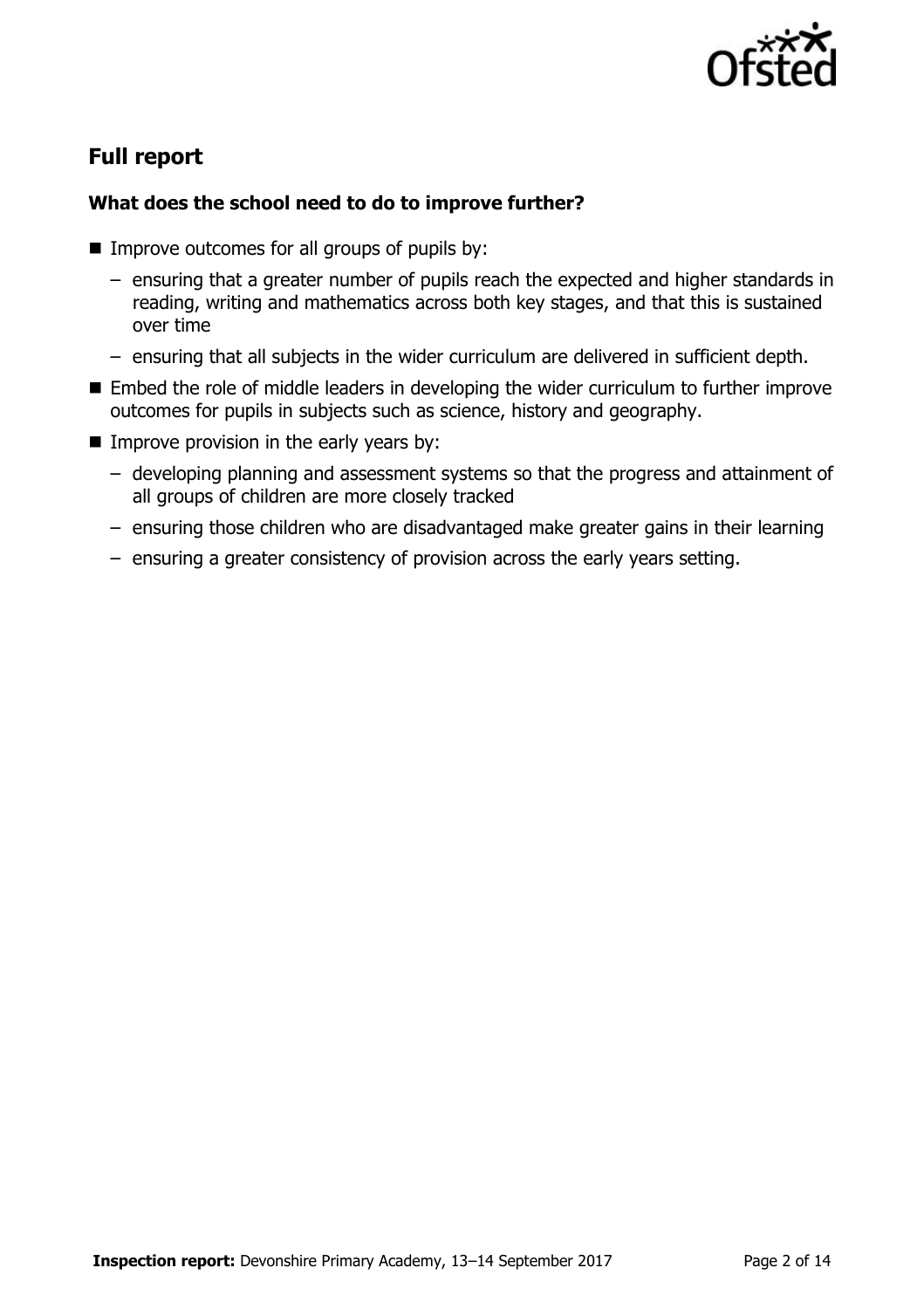## Full report

### What does the school need to do to improve further?

- Improve outcomes for all groups of pupils by:
  - ensuring that a greater number of pupils reach the expected and higher standards in reading, writing and mathematics across both key stages, and that this is sustained over time
  - ensuring that all subjects in the wider curriculum are delivered in sufficient depth.
- Embed the role of middle leaders in developing the wider curriculum to further improve outcomes for pupils in subjects such as science, history and geography.
- Improve provision in the early years by:
  - developing planning and assessment systems so that the progress and attainment of all groups of children are more closely tracked
  - ensuring those children who are disadvantaged make greater gains in their learning
  - ensuring a greater consistency of provision across the early years setting.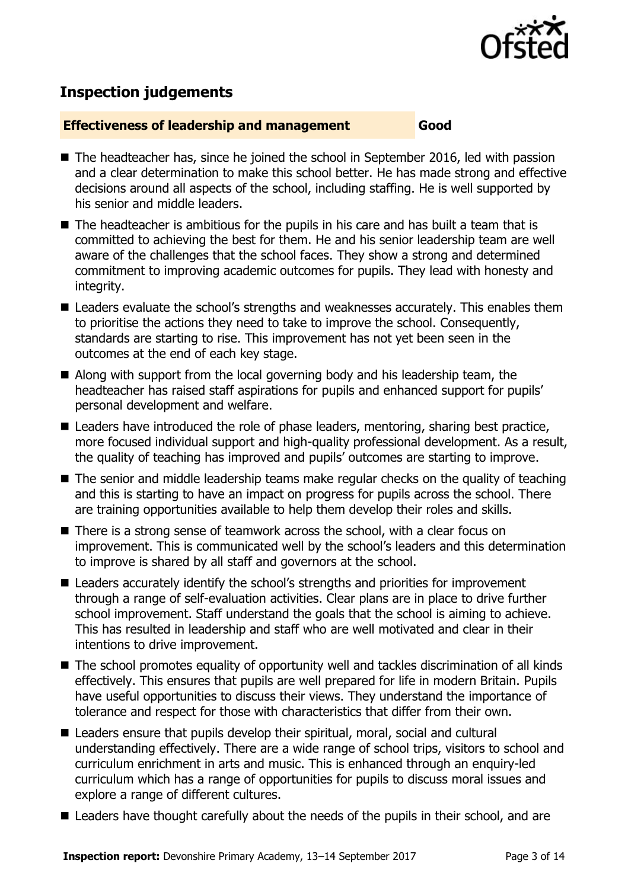## Inspection judgements

**Effectiveness of leadership and management** **Good**

- The headteacher has, since he joined the school in September 2016, led with passion and a clear determination to make this school better. He has made strong and effective decisions around all aspects of the school, including staffing. He is well supported by his senior and middle leaders.
- The headteacher is ambitious for the pupils in his care and has built a team that is committed to achieving the best for them. He and his senior leadership team are well aware of the challenges that the school faces. They show a strong and determined commitment to improving academic outcomes for pupils. They lead with honesty and integrity.
- Leaders evaluate the school's strengths and weaknesses accurately. This enables them to prioritise the actions they need to take to improve the school. Consequently, standards are starting to rise. This improvement has not yet been seen in the outcomes at the end of each key stage.
- Along with support from the local governing body and his leadership team, the headteacher has raised staff aspirations for pupils and enhanced support for pupils' personal development and welfare.
- Leaders have introduced the role of phase leaders, mentoring, sharing best practice, more focused individual support and high-quality professional development. As a result, the quality of teaching has improved and pupils' outcomes are starting to improve.
- The senior and middle leadership teams make regular checks on the quality of teaching and this is starting to have an impact on progress for pupils across the school. There are training opportunities available to help them develop their roles and skills.
- There is a strong sense of teamwork across the school, with a clear focus on improvement. This is communicated well by the school's leaders and this determination to improve is shared by all staff and governors at the school.
- Leaders accurately identify the school's strengths and priorities for improvement through a range of self-evaluation activities. Clear plans are in place to drive further school improvement. Staff understand the goals that the school is aiming to achieve. This has resulted in leadership and staff who are well motivated and clear in their intentions to drive improvement.
- The school promotes equality of opportunity well and tackles discrimination of all kinds effectively. This ensures that pupils are well prepared for life in modern Britain. Pupils have useful opportunities to discuss their views. They understand the importance of tolerance and respect for those with characteristics that differ from their own.
- Leaders ensure that pupils develop their spiritual, moral, social and cultural understanding effectively. There are a wide range of school trips, visitors to school and curriculum enrichment in arts and music. This is enhanced through an enquiry-led curriculum which has a range of opportunities for pupils to discuss moral issues and explore a range of different cultures.
- Leaders have thought carefully about the needs of the pupils in their school, and are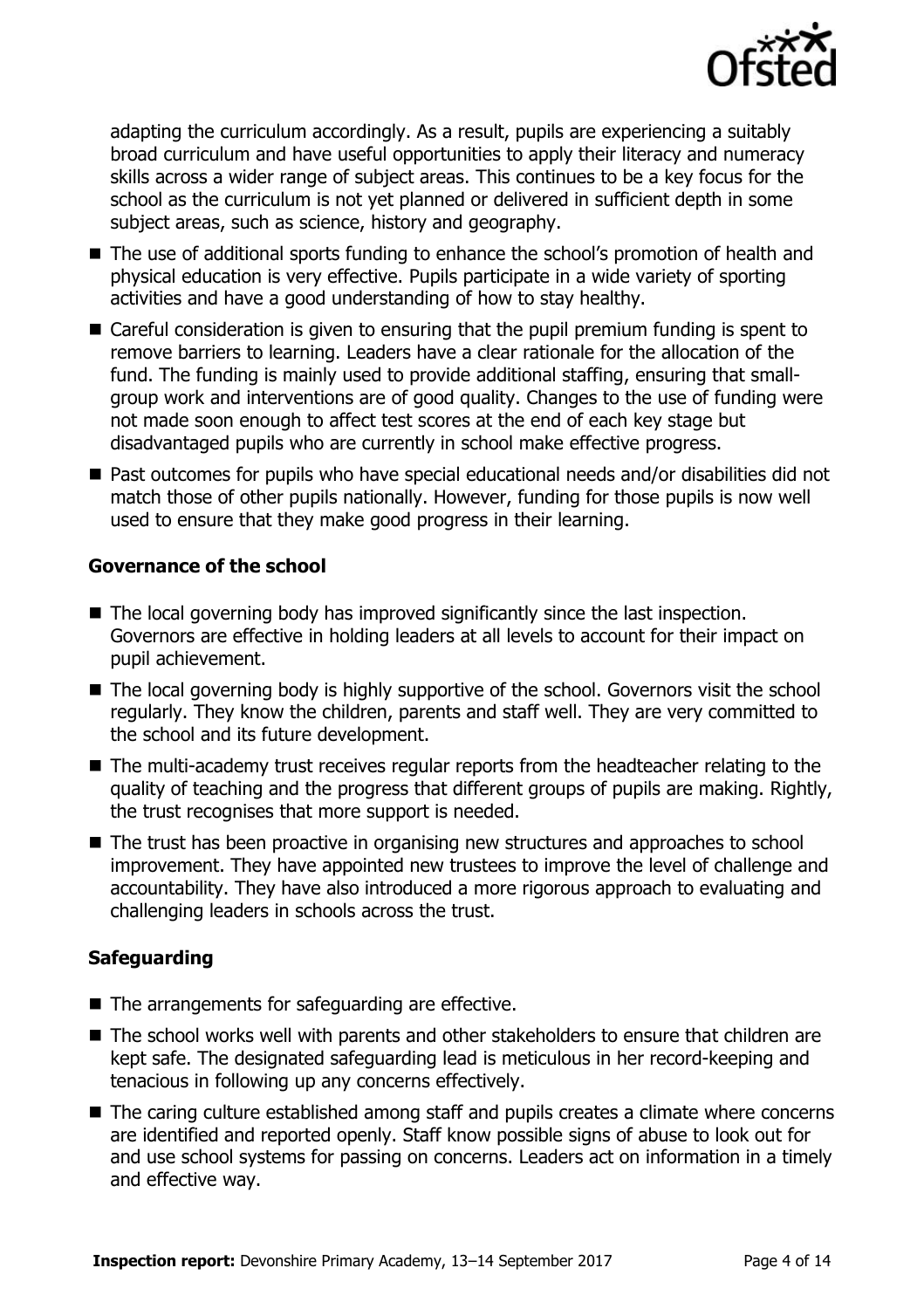adapting the curriculum accordingly. As a result, pupils are experiencing a suitably broad curriculum and have useful opportunities to apply their literacy and numeracy skills across a wider range of subject areas. This continues to be a key focus for the school as the curriculum is not yet planned or delivered in sufficient depth in some subject areas, such as science, history and geography.

- The use of additional sports funding to enhance the school's promotion of health and physical education is very effective. Pupils participate in a wide variety of sporting activities and have a good understanding of how to stay healthy.
- Careful consideration is given to ensuring that the pupil premium funding is spent to remove barriers to learning. Leaders have a clear rationale for the allocation of the fund. The funding is mainly used to provide additional staffing, ensuring that small-group work and interventions are of good quality. Changes to the use of funding were not made soon enough to affect test scores at the end of each key stage but disadvantaged pupils who are currently in school make effective progress.
- Past outcomes for pupils who have special educational needs and/or disabilities did not match those of other pupils nationally. However, funding for those pupils is now well used to ensure that they make good progress in their learning.

### Governance of the school

- The local governing body has improved significantly since the last inspection. Governors are effective in holding leaders at all levels to account for their impact on pupil achievement.
- The local governing body is highly supportive of the school. Governors visit the school regularly. They know the children, parents and staff well. They are very committed to the school and its future development.
- The multi-academy trust receives regular reports from the headteacher relating to the quality of teaching and the progress that different groups of pupils are making. Rightly, the trust recognises that more support is needed.
- The trust has been proactive in organising new structures and approaches to school improvement. They have appointed new trustees to improve the level of challenge and accountability. They have also introduced a more rigorous approach to evaluating and challenging leaders in schools across the trust.

### Safeguarding

- The arrangements for safeguarding are effective.
- The school works well with parents and other stakeholders to ensure that children are kept safe. The designated safeguarding lead is meticulous in her record-keeping and tenacious in following up any concerns effectively.
- The caring culture established among staff and pupils creates a climate where concerns are identified and reported openly. Staff know possible signs of abuse to look out for and use school systems for passing on concerns. Leaders act on information in a timely and effective way.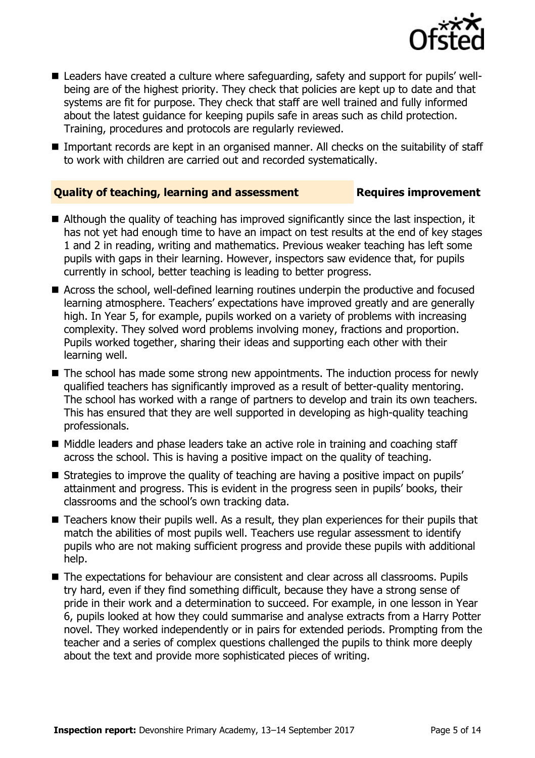- Leaders have created a culture where safeguarding, safety and support for pupils' well-being are of the highest priority. They check that policies are kept up to date and that systems are fit for purpose. They check that staff are well trained and fully informed about the latest guidance for keeping pupils safe in areas such as child protection. Training, procedures and protocols are regularly reviewed.
- Important records are kept in an organised manner. All checks on the suitability of staff to work with children are carried out and recorded systematically.

## Quality of teaching, learning and assessment — Requires improvement

- Although the quality of teaching has improved significantly since the last inspection, it has not yet had enough time to have an impact on test results at the end of key stages 1 and 2 in reading, writing and mathematics. Previous weaker teaching has left some pupils with gaps in their learning. However, inspectors saw evidence that, for pupils currently in school, better teaching is leading to better progress.
- Across the school, well-defined learning routines underpin the productive and focused learning atmosphere. Teachers' expectations have improved greatly and are generally high. In Year 5, for example, pupils worked on a variety of problems with increasing complexity. They solved word problems involving money, fractions and proportion. Pupils worked together, sharing their ideas and supporting each other with their learning well.
- The school has made some strong new appointments. The induction process for newly qualified teachers has significantly improved as a result of better-quality mentoring. The school has worked with a range of partners to develop and train its own teachers. This has ensured that they are well supported in developing as high-quality teaching professionals.
- Middle leaders and phase leaders take an active role in training and coaching staff across the school. This is having a positive impact on the quality of teaching.
- Strategies to improve the quality of teaching are having a positive impact on pupils' attainment and progress. This is evident in the progress seen in pupils' books, their classrooms and the school's own tracking data.
- Teachers know their pupils well. As a result, they plan experiences for their pupils that match the abilities of most pupils well. Teachers use regular assessment to identify pupils who are not making sufficient progress and provide these pupils with additional help.
- The expectations for behaviour are consistent and clear across all classrooms. Pupils try hard, even if they find something difficult, because they have a strong sense of pride in their work and a determination to succeed. For example, in one lesson in Year 6, pupils looked at how they could summarise and analyse extracts from a Harry Potter novel. They worked independently or in pairs for extended periods. Prompting from the teacher and a series of complex questions challenged the pupils to think more deeply about the text and provide more sophisticated pieces of writing.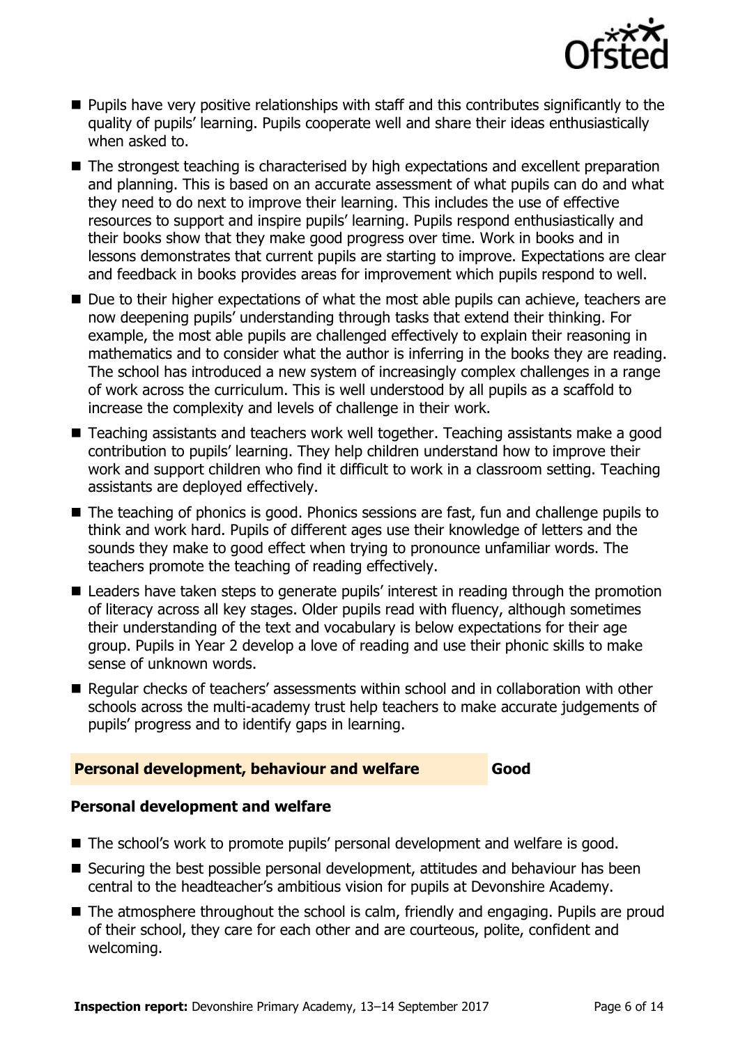- Pupils have very positive relationships with staff and this contributes significantly to the quality of pupils' learning. Pupils cooperate well and share their ideas enthusiastically when asked to.
- The strongest teaching is characterised by high expectations and excellent preparation and planning. This is based on an accurate assessment of what pupils can do and what they need to do next to improve their learning. This includes the use of effective resources to support and inspire pupils' learning. Pupils respond enthusiastically and their books show that they make good progress over time. Work in books and in lessons demonstrates that current pupils are starting to improve. Expectations are clear and feedback in books provides areas for improvement which pupils respond to well.
- Due to their higher expectations of what the most able pupils can achieve, teachers are now deepening pupils' understanding through tasks that extend their thinking. For example, the most able pupils are challenged effectively to explain their reasoning in mathematics and to consider what the author is inferring in the books they are reading. The school has introduced a new system of increasingly complex challenges in a range of work across the curriculum. This is well understood by all pupils as a scaffold to increase the complexity and levels of challenge in their work.
- Teaching assistants and teachers work well together. Teaching assistants make a good contribution to pupils' learning. They help children understand how to improve their work and support children who find it difficult to work in a classroom setting. Teaching assistants are deployed effectively.
- The teaching of phonics is good. Phonics sessions are fast, fun and challenge pupils to think and work hard. Pupils of different ages use their knowledge of letters and the sounds they make to good effect when trying to pronounce unfamiliar words. The teachers promote the teaching of reading effectively.
- Leaders have taken steps to generate pupils' interest in reading through the promotion of literacy across all key stages. Older pupils read with fluency, although sometimes their understanding of the text and vocabulary is below expectations for their age group. Pupils in Year 2 develop a love of reading and use their phonic skills to make sense of unknown words.
- Regular checks of teachers' assessments within school and in collaboration with other schools across the multi-academy trust help teachers to make accurate judgements of pupils' progress and to identify gaps in learning.

## Personal development, behaviour and welfare — Good

### Personal development and welfare

- The school's work to promote pupils' personal development and welfare is good.
- Securing the best possible personal development, attitudes and behaviour has been central to the headteacher's ambitious vision for pupils at Devonshire Academy.
- The atmosphere throughout the school is calm, friendly and engaging. Pupils are proud of their school, they care for each other and are courteous, polite, confident and welcoming.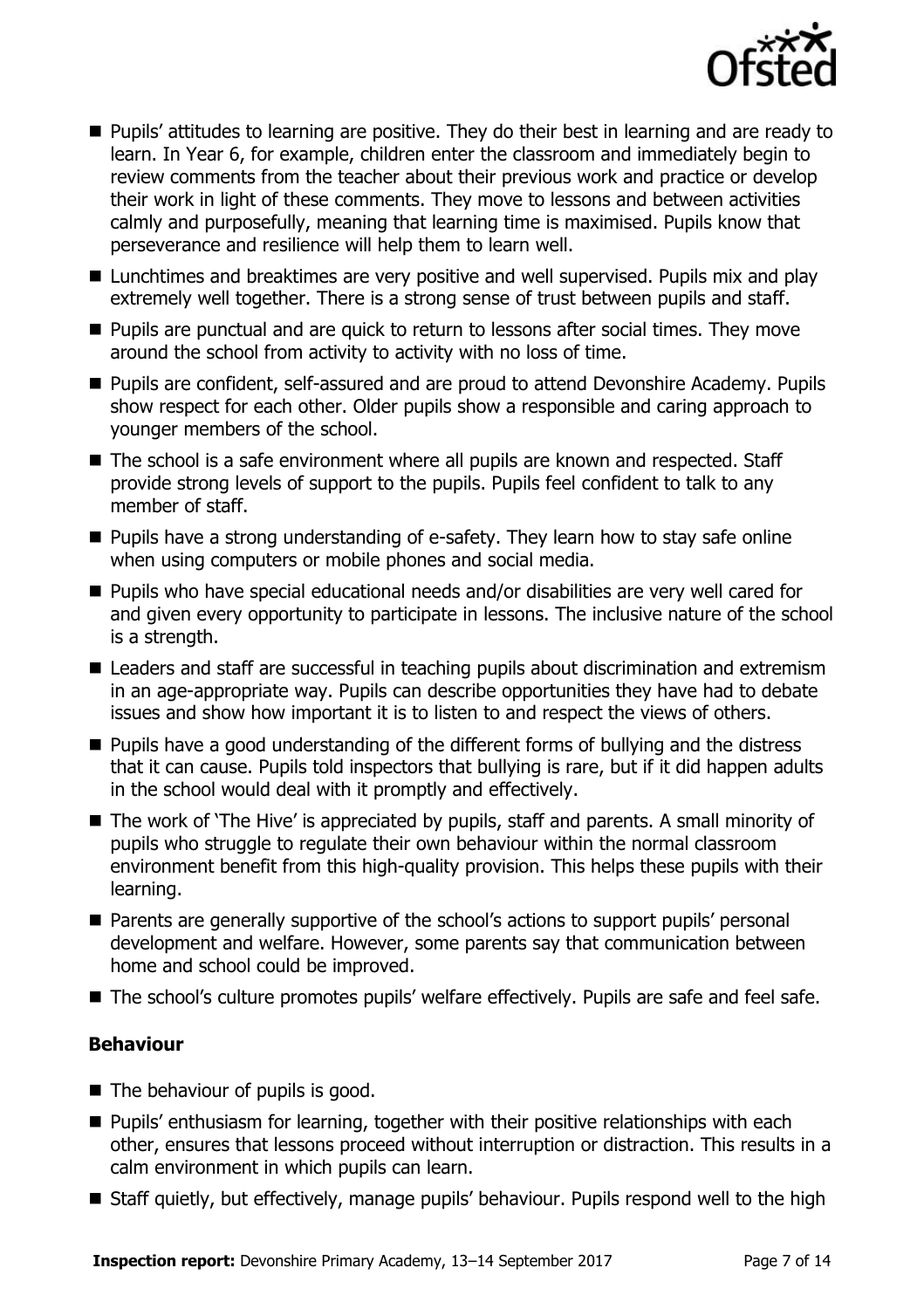- Pupils' attitudes to learning are positive. They do their best in learning and are ready to learn. In Year 6, for example, children enter the classroom and immediately begin to review comments from the teacher about their previous work and practice or develop their work in light of these comments. They move to lessons and between activities calmly and purposefully, meaning that learning time is maximised. Pupils know that perseverance and resilience will help them to learn well.
- Lunchtimes and breaktimes are very positive and well supervised. Pupils mix and play extremely well together. There is a strong sense of trust between pupils and staff.
- Pupils are punctual and are quick to return to lessons after social times. They move around the school from activity to activity with no loss of time.
- Pupils are confident, self-assured and are proud to attend Devonshire Academy. Pupils show respect for each other. Older pupils show a responsible and caring approach to younger members of the school.
- The school is a safe environment where all pupils are known and respected. Staff provide strong levels of support to the pupils. Pupils feel confident to talk to any member of staff.
- Pupils have a strong understanding of e-safety. They learn how to stay safe online when using computers or mobile phones and social media.
- Pupils who have special educational needs and/or disabilities are very well cared for and given every opportunity to participate in lessons. The inclusive nature of the school is a strength.
- Leaders and staff are successful in teaching pupils about discrimination and extremism in an age-appropriate way. Pupils can describe opportunities they have had to debate issues and show how important it is to listen to and respect the views of others.
- Pupils have a good understanding of the different forms of bullying and the distress that it can cause. Pupils told inspectors that bullying is rare, but if it did happen adults in the school would deal with it promptly and effectively.
- The work of 'The Hive' is appreciated by pupils, staff and parents. A small minority of pupils who struggle to regulate their own behaviour within the normal classroom environment benefit from this high-quality provision. This helps these pupils with their learning.
- Parents are generally supportive of the school's actions to support pupils' personal development and welfare. However, some parents say that communication between home and school could be improved.
- The school's culture promotes pupils' welfare effectively. Pupils are safe and feel safe.

### Behaviour

- The behaviour of pupils is good.
- Pupils' enthusiasm for learning, together with their positive relationships with each other, ensures that lessons proceed without interruption or distraction. This results in a calm environment in which pupils can learn.
- Staff quietly, but effectively, manage pupils' behaviour. Pupils respond well to the high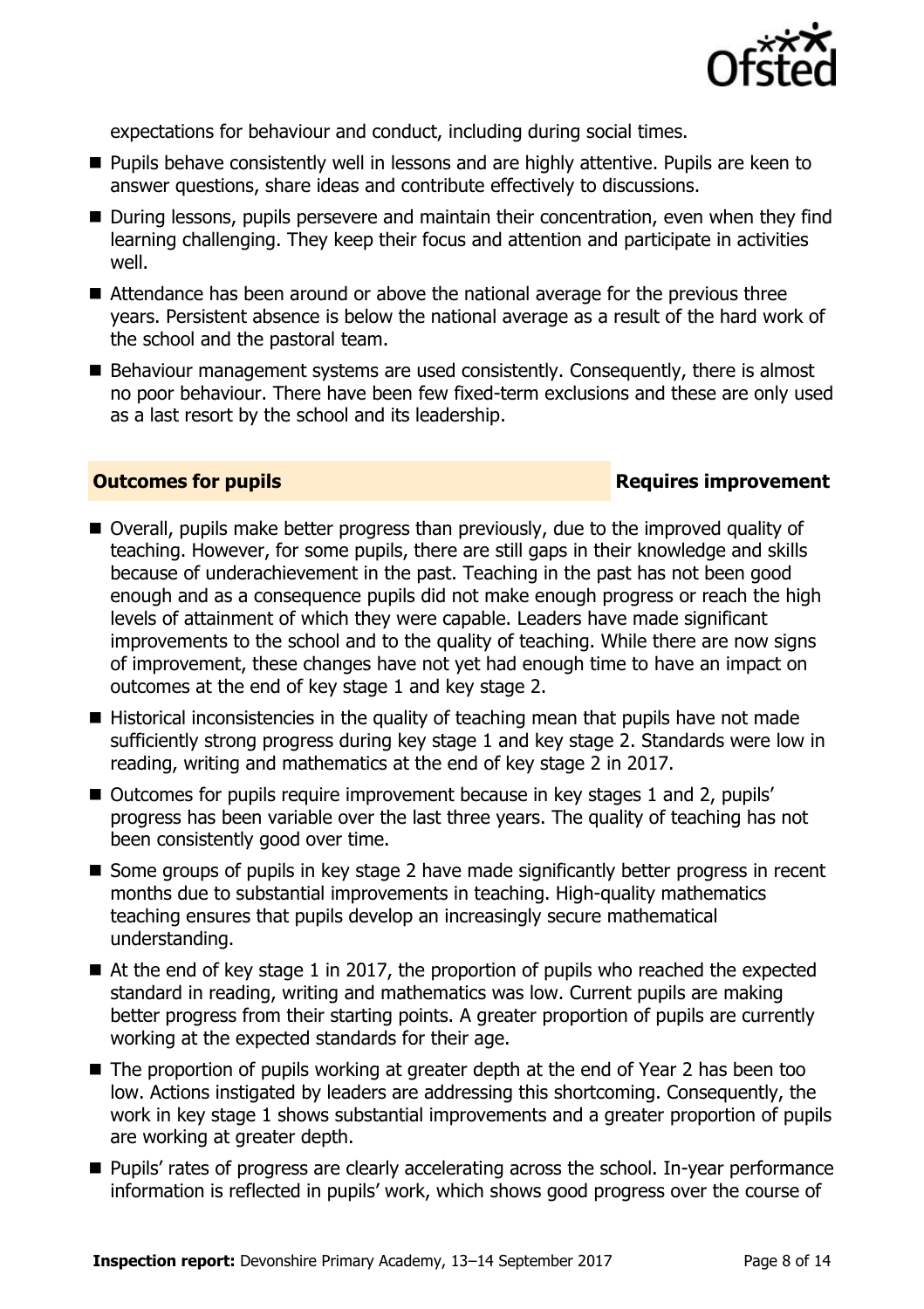expectations for behaviour and conduct, including during social times.

- Pupils behave consistently well in lessons and are highly attentive. Pupils are keen to answer questions, share ideas and contribute effectively to discussions.
- During lessons, pupils persevere and maintain their concentration, even when they find learning challenging. They keep their focus and attention and participate in activities well.
- Attendance has been around or above the national average for the previous three years. Persistent absence is below the national average as a result of the hard work of the school and the pastoral team.
- Behaviour management systems are used consistently. Consequently, there is almost no poor behaviour. There have been few fixed-term exclusions and these are only used as a last resort by the school and its leadership.

## Outcomes for pupils — Requires improvement

- Overall, pupils make better progress than previously, due to the improved quality of teaching. However, for some pupils, there are still gaps in their knowledge and skills because of underachievement in the past. Teaching in the past has not been good enough and as a consequence pupils did not make enough progress or reach the high levels of attainment of which they were capable. Leaders have made significant improvements to the school and to the quality of teaching. While there are now signs of improvement, these changes have not yet had enough time to have an impact on outcomes at the end of key stage 1 and key stage 2.
- Historical inconsistencies in the quality of teaching mean that pupils have not made sufficiently strong progress during key stage 1 and key stage 2. Standards were low in reading, writing and mathematics at the end of key stage 2 in 2017.
- Outcomes for pupils require improvement because in key stages 1 and 2, pupils' progress has been variable over the last three years. The quality of teaching has not been consistently good over time.
- Some groups of pupils in key stage 2 have made significantly better progress in recent months due to substantial improvements in teaching. High-quality mathematics teaching ensures that pupils develop an increasingly secure mathematical understanding.
- At the end of key stage 1 in 2017, the proportion of pupils who reached the expected standard in reading, writing and mathematics was low. Current pupils are making better progress from their starting points. A greater proportion of pupils are currently working at the expected standards for their age.
- The proportion of pupils working at greater depth at the end of Year 2 has been too low. Actions instigated by leaders are addressing this shortcoming. Consequently, the work in key stage 1 shows substantial improvements and a greater proportion of pupils are working at greater depth.
- Pupils' rates of progress are clearly accelerating across the school. In-year performance information is reflected in pupils' work, which shows good progress over the course of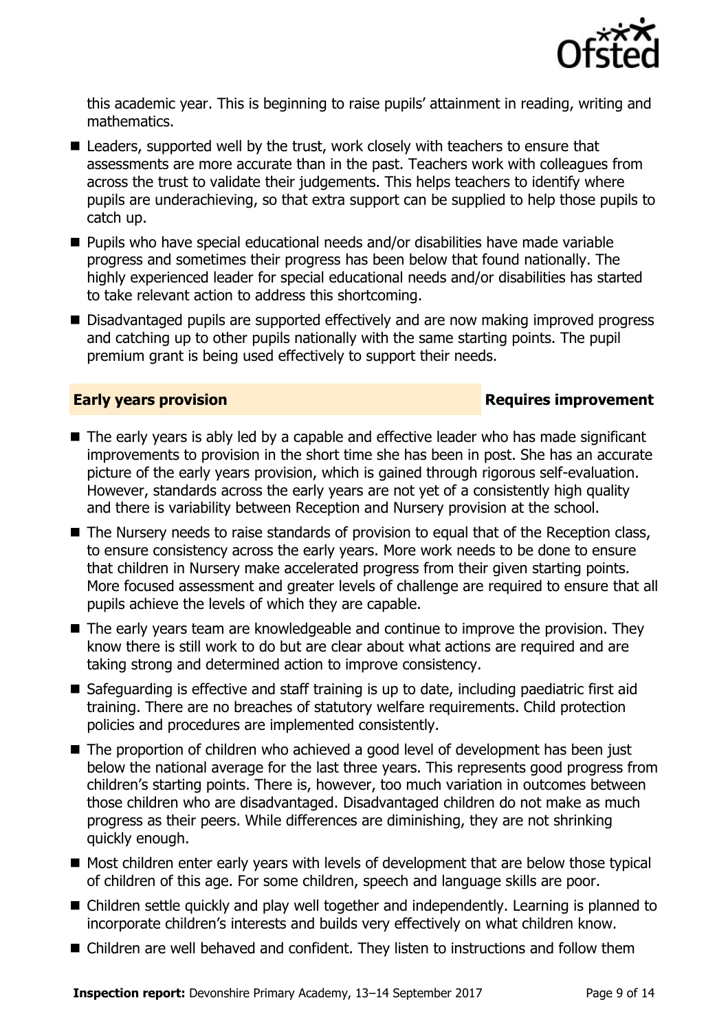this academic year. This is beginning to raise pupils' attainment in reading, writing and mathematics.

- Leaders, supported well by the trust, work closely with teachers to ensure that assessments are more accurate than in the past. Teachers work with colleagues from across the trust to validate their judgements. This helps teachers to identify where pupils are underachieving, so that extra support can be supplied to help those pupils to catch up.
- Pupils who have special educational needs and/or disabilities have made variable progress and sometimes their progress has been below that found nationally. The highly experienced leader for special educational needs and/or disabilities has started to take relevant action to address this shortcoming.
- Disadvantaged pupils are supported effectively and are now making improved progress and catching up to other pupils nationally with the same starting points. The pupil premium grant is being used effectively to support their needs.

## Early years provision — Requires improvement

- The early years is ably led by a capable and effective leader who has made significant improvements to provision in the short time she has been in post. She has an accurate picture of the early years provision, which is gained through rigorous self-evaluation. However, standards across the early years are not yet of a consistently high quality and there is variability between Reception and Nursery provision at the school.
- The Nursery needs to raise standards of provision to equal that of the Reception class, to ensure consistency across the early years. More work needs to be done to ensure that children in Nursery make accelerated progress from their given starting points. More focused assessment and greater levels of challenge are required to ensure that all pupils achieve the levels of which they are capable.
- The early years team are knowledgeable and continue to improve the provision. They know there is still work to do but are clear about what actions are required and are taking strong and determined action to improve consistency.
- Safeguarding is effective and staff training is up to date, including paediatric first aid training. There are no breaches of statutory welfare requirements. Child protection policies and procedures are implemented consistently.
- The proportion of children who achieved a good level of development has been just below the national average for the last three years. This represents good progress from children's starting points. There is, however, too much variation in outcomes between those children who are disadvantaged. Disadvantaged children do not make as much progress as their peers. While differences are diminishing, they are not shrinking quickly enough.
- Most children enter early years with levels of development that are below those typical of children of this age. For some children, speech and language skills are poor.
- Children settle quickly and play well together and independently. Learning is planned to incorporate children's interests and builds very effectively on what children know.
- Children are well behaved and confident. They listen to instructions and follow them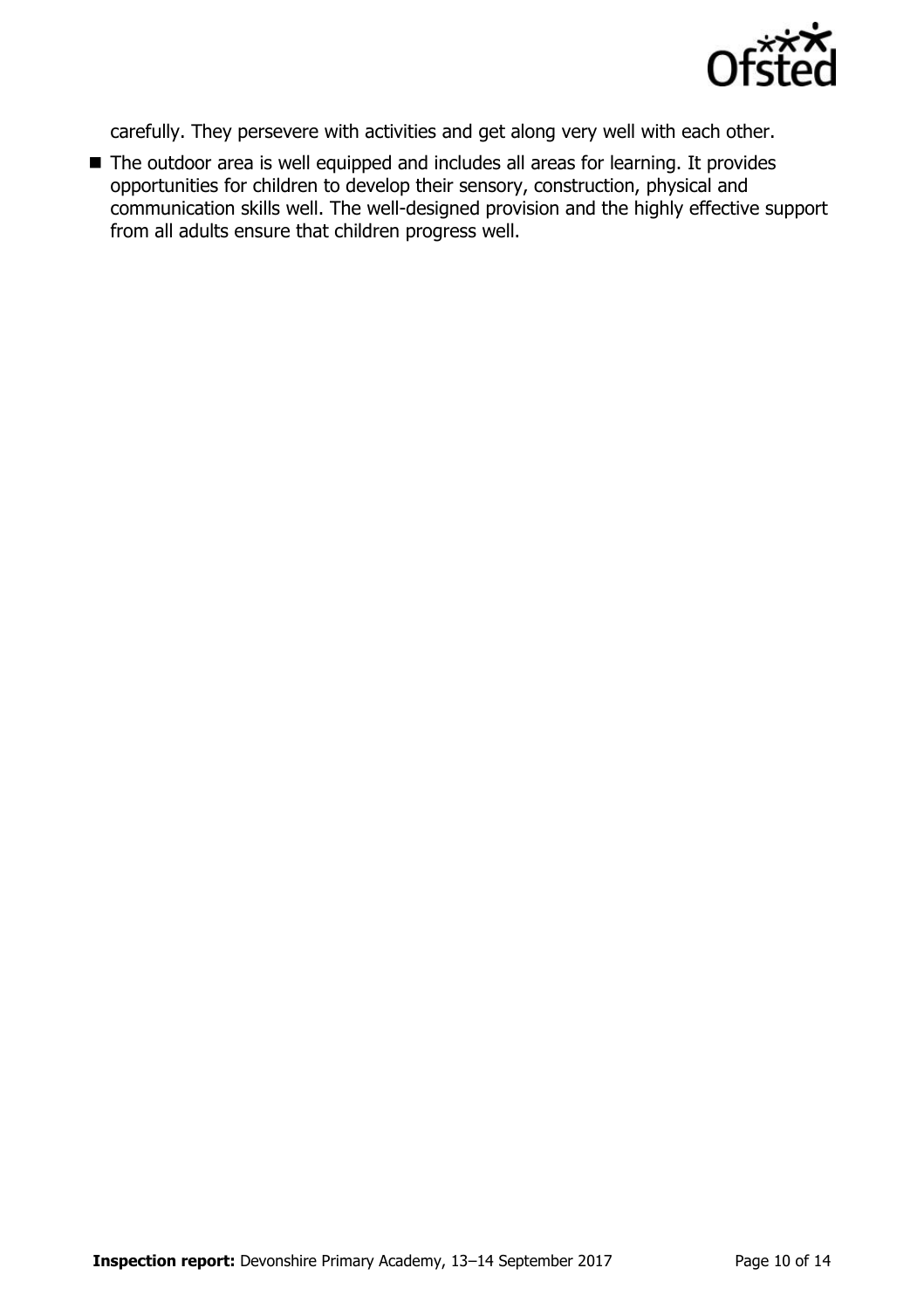carefully. They persevere with activities and get along very well with each other.

- The outdoor area is well equipped and includes all areas for learning. It provides opportunities for children to develop their sensory, construction, physical and communication skills well. The well-designed provision and the highly effective support from all adults ensure that children progress well.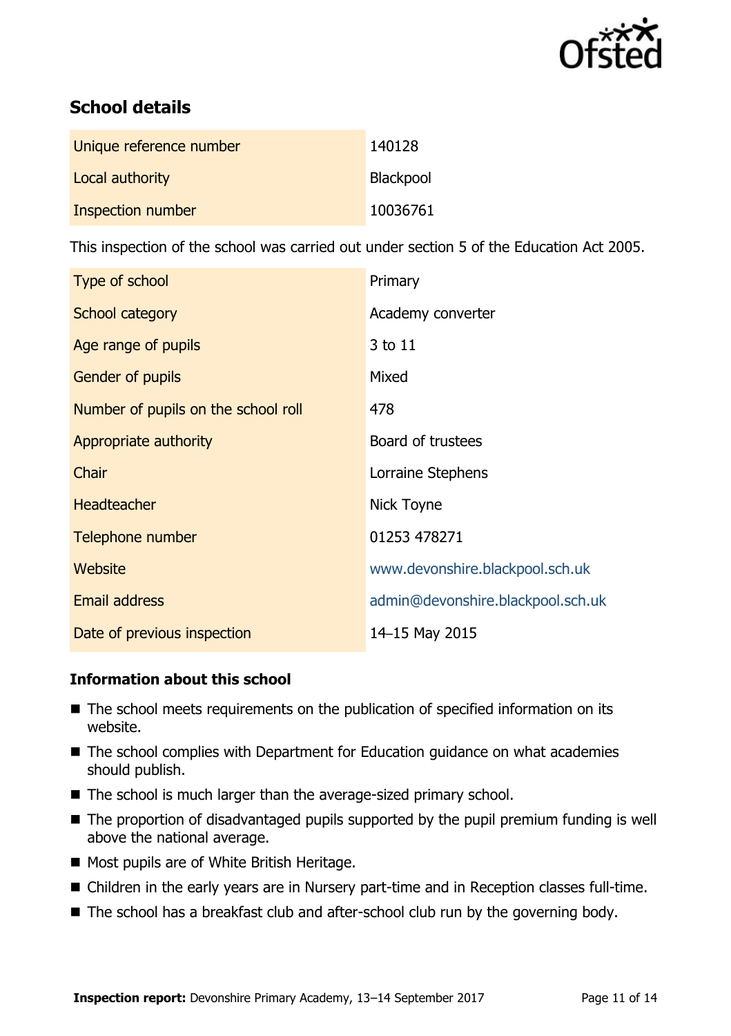## School details

| | |
|---|---|
| Unique reference number | 140128 |
| Local authority | Blackpool |
| Inspection number | 10036761 |

This inspection of the school was carried out under section 5 of the Education Act 2005.

| | |
|---|---|
| Type of school | Primary |
| School category | Academy converter |
| Age range of pupils | 3 to 11 |
| Gender of pupils | Mixed |
| Number of pupils on the school roll | 478 |
| Appropriate authority | Board of trustees |
| Chair | Lorraine Stephens |
| Headteacher | Nick Toyne |
| Telephone number | 01253 478271 |
| Website | www.devonshire.blackpool.sch.uk |
| Email address | admin@devonshire.blackpool.sch.uk |
| Date of previous inspection | 14–15 May 2015 |

### Information about this school

- The school meets requirements on the publication of specified information on its website.
- The school complies with Department for Education guidance on what academies should publish.
- The school is much larger than the average-sized primary school.
- The proportion of disadvantaged pupils supported by the pupil premium funding is well above the national average.
- Most pupils are of White British Heritage.
- Children in the early years are in Nursery part-time and in Reception classes full-time.
- The school has a breakfast club and after-school club run by the governing body.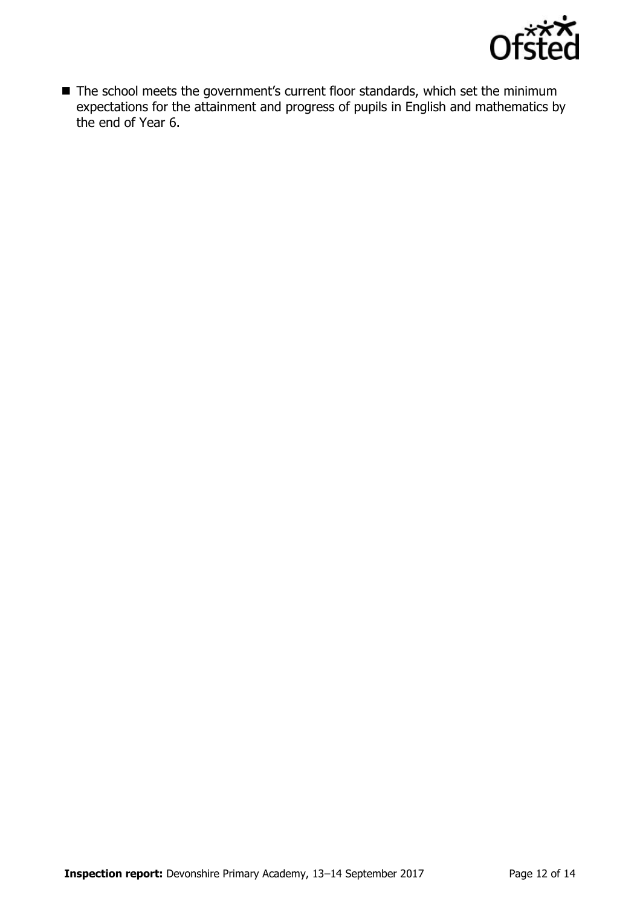- The school meets the government's current floor standards, which set the minimum expectations for the attainment and progress of pupils in English and mathematics by the end of Year 6.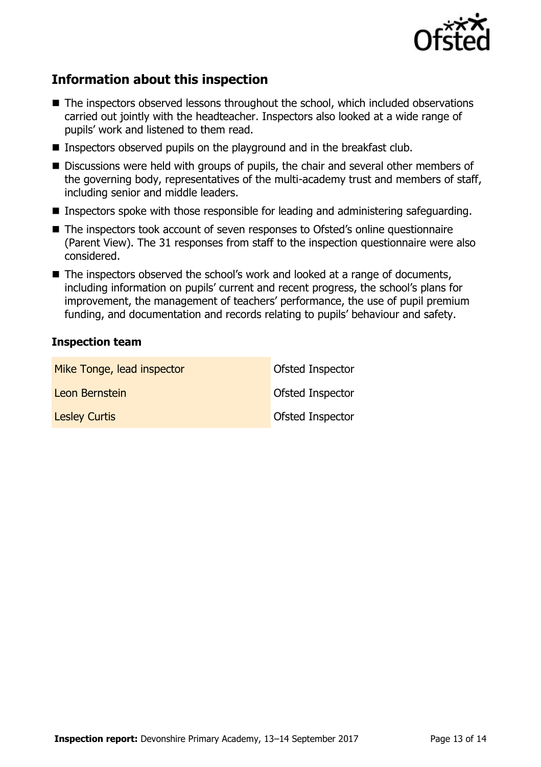## Information about this inspection

- The inspectors observed lessons throughout the school, which included observations carried out jointly with the headteacher. Inspectors also looked at a wide range of pupils' work and listened to them read.
- Inspectors observed pupils on the playground and in the breakfast club.
- Discussions were held with groups of pupils, the chair and several other members of the governing body, representatives of the multi-academy trust and members of staff, including senior and middle leaders.
- Inspectors spoke with those responsible for leading and administering safeguarding.
- The inspectors took account of seven responses to Ofsted's online questionnaire (Parent View). The 31 responses from staff to the inspection questionnaire were also considered.
- The inspectors observed the school's work and looked at a range of documents, including information on pupils' current and recent progress, the school's plans for improvement, the management of teachers' performance, the use of pupil premium funding, and documentation and records relating to pupils' behaviour and safety.

### Inspection team

| | |
|---|---|
| Mike Tonge, lead inspector | Ofsted Inspector |
| Leon Bernstein | Ofsted Inspector |
| Lesley Curtis | Ofsted Inspector |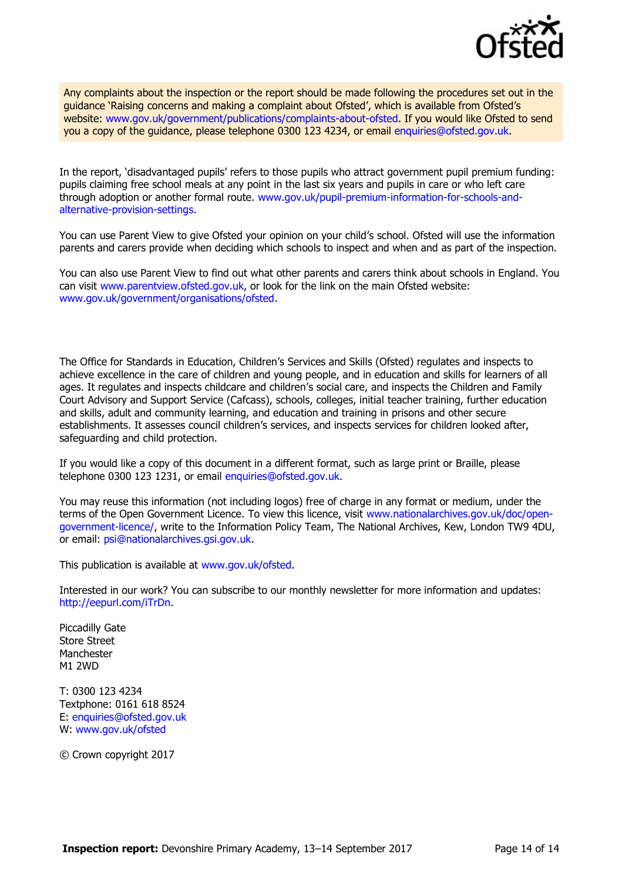Any complaints about the inspection or the report should be made following the procedures set out in the guidance 'Raising concerns and making a complaint about Ofsted', which is available from Ofsted's website: www.gov.uk/government/publications/complaints-about-ofsted. If you would like Ofsted to send you a copy of the guidance, please telephone 0300 123 4234, or email enquiries@ofsted.gov.uk.

In the report, 'disadvantaged pupils' refers to those pupils who attract government pupil premium funding: pupils claiming free school meals at any point in the last six years and pupils in care or who left care through adoption or another formal route. www.gov.uk/pupil-premium-information-for-schools-and-alternative-provision-settings.

You can use Parent View to give Ofsted your opinion on your child's school. Ofsted will use the information parents and carers provide when deciding which schools to inspect and when and as part of the inspection.

You can also use Parent View to find out what other parents and carers think about schools in England. You can visit www.parentview.ofsted.gov.uk, or look for the link on the main Ofsted website: www.gov.uk/government/organisations/ofsted.

The Office for Standards in Education, Children's Services and Skills (Ofsted) regulates and inspects to achieve excellence in the care of children and young people, and in education and skills for learners of all ages. It regulates and inspects childcare and children's social care, and inspects the Children and Family Court Advisory and Support Service (Cafcass), schools, colleges, initial teacher training, further education and skills, adult and community learning, and education and training in prisons and other secure establishments. It assesses council children's services, and inspects services for children looked after, safeguarding and child protection.

If you would like a copy of this document in a different format, such as large print or Braille, please telephone 0300 123 1231, or email enquiries@ofsted.gov.uk.

You may reuse this information (not including logos) free of charge in any format or medium, under the terms of the Open Government Licence. To view this licence, visit www.nationalarchives.gov.uk/doc/open-government-licence/, write to the Information Policy Team, The National Archives, Kew, London TW9 4DU, or email: psi@nationalarchives.gsi.gov.uk.

This publication is available at www.gov.uk/ofsted.

Interested in our work? You can subscribe to our monthly newsletter for more information and updates: http://eepurl.com/iTrDn.

Piccadilly Gate  
Store Street  
Manchester  
M1 2WD

T: 0300 123 4234  
Textphone: 0161 618 8524  
E: enquiries@ofsted.gov.uk  
W: www.gov.uk/ofsted

© Crown copyright 2017